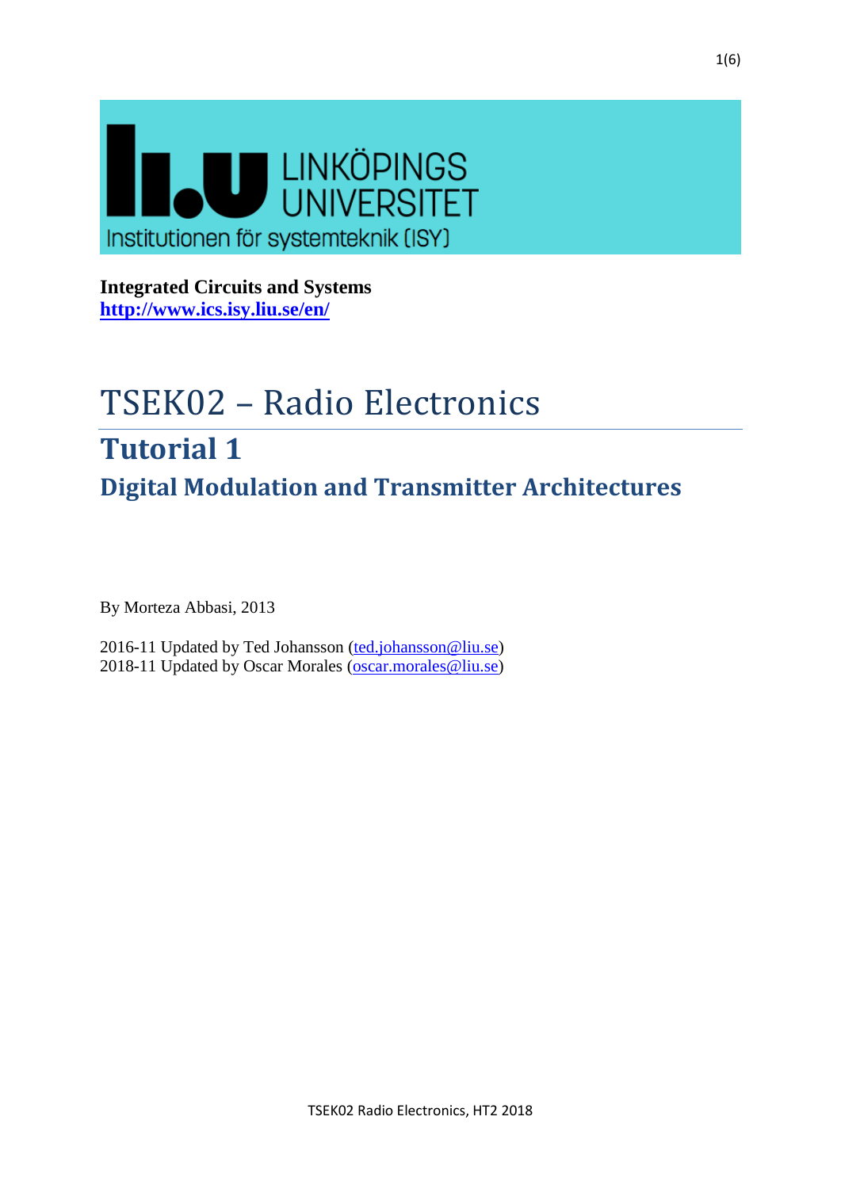LINKÖPINGS UNIVERSITET

Institutionen för systemteknik (ISY)

**Integrated Circuits and Systems**
**http://www.ics.isy.liu.se/en/**

# TSEK02 – Radio Electronics

## Tutorial 1

### Digital Modulation and Transmitter Architectures

By Morteza Abbasi, 2013

2016-11 Updated by Ted Johansson (ted.johansson@liu.se)
2018-11 Updated by Oscar Morales (oscar.morales@liu.se)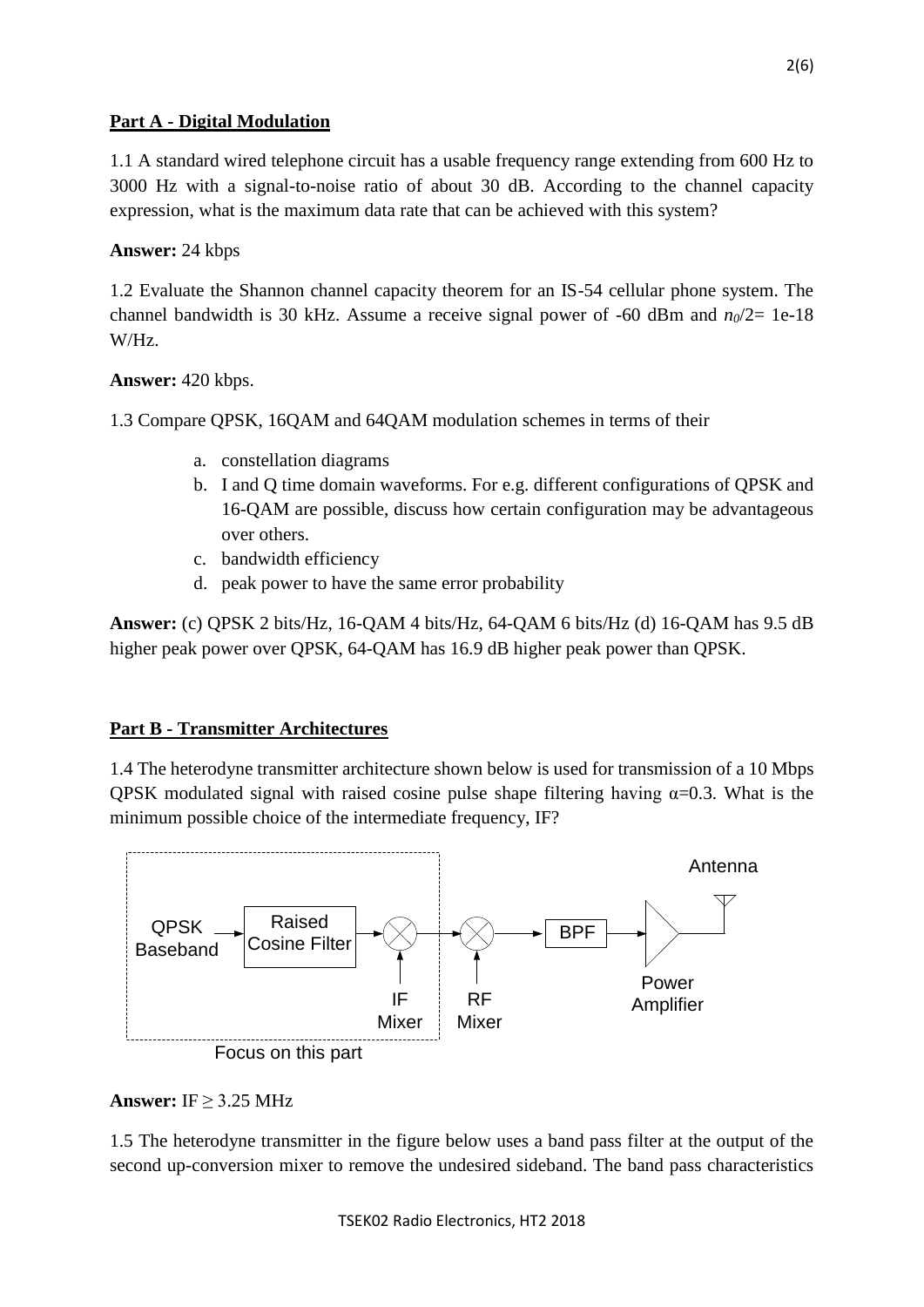**Part A - Digital Modulation**

1.1 A standard wired telephone circuit has a usable frequency range extending from 600 Hz to 3000 Hz with a signal-to-noise ratio of about 30 dB. According to the channel capacity expression, what is the maximum data rate that can be achieved with this system?

**Answer:** 24 kbps

1.2 Evaluate the Shannon channel capacity theorem for an IS-54 cellular phone system. The channel bandwidth is 30 kHz. Assume a receive signal power of -60 dBm and $n_0/2$= 1e-18 W/Hz.

**Answer:** 420 kbps.

1.3 Compare QPSK, 16QAM and 64QAM modulation schemes in terms of their

a. constellation diagrams
b. I and Q time domain waveforms. For e.g. different configurations of QPSK and 16-QAM are possible, discuss how certain configuration may be advantageous over others.
c. bandwidth efficiency
d. peak power to have the same error probability

**Answer:** (c) QPSK 2 bits/Hz, 16-QAM 4 bits/Hz, 64-QAM 6 bits/Hz (d) 16-QAM has 9.5 dB higher peak power over QPSK, 64-QAM has 16.9 dB higher peak power than QPSK.

**Part B - Transmitter Architectures**

1.4 The heterodyne transmitter architecture shown below is used for transmission of a 10 Mbps QPSK modulated signal with raised cosine pulse shape filtering having $\alpha$=0.3. What is the minimum possible choice of the intermediate frequency, IF?

QPSK Baseband → Raised Cosine Filter → IF Mixer → RF Mixer → BPF → Power Amplifier → Antenna

Focus on this part

**Answer:** IF $\geq$ 3.25 MHz

1.5 The heterodyne transmitter in the figure below uses a band pass filter at the output of the second up-conversion mixer to remove the undesired sideband. The band pass characteristics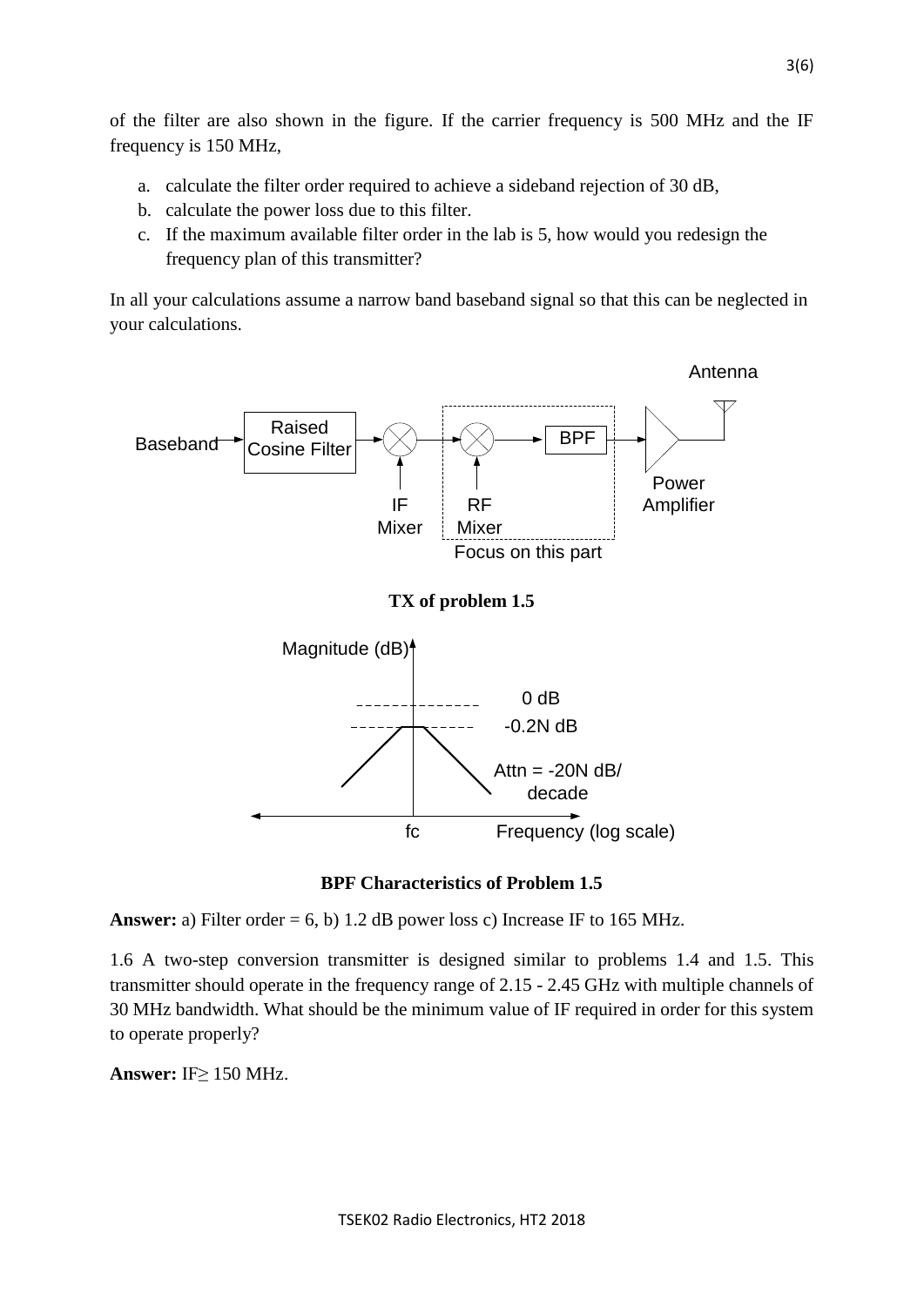of the filter are also shown in the figure. If the carrier frequency is 500 MHz and the IF frequency is 150 MHz,

a. calculate the filter order required to achieve a sideband rejection of 30 dB,
b. calculate the power loss due to this filter.
c. If the maximum available filter order in the lab is 5, how would you redesign the frequency plan of this transmitter?

In all your calculations assume a narrow band baseband signal so that this can be neglected in your calculations.

**TX of problem 1.5**

**BPF Characteristics of Problem 1.5**

**Answer:** a) Filter order = 6, b) 1.2 dB power loss c) Increase IF to 165 MHz.

1.6 A two-step conversion transmitter is designed similar to problems 1.4 and 1.5. This transmitter should operate in the frequency range of 2.15 - 2.45 GHz with multiple channels of 30 MHz bandwidth. What should be the minimum value of IF required in order for this system to operate properly?

**Answer:** IF$\geq$ 150 MHz.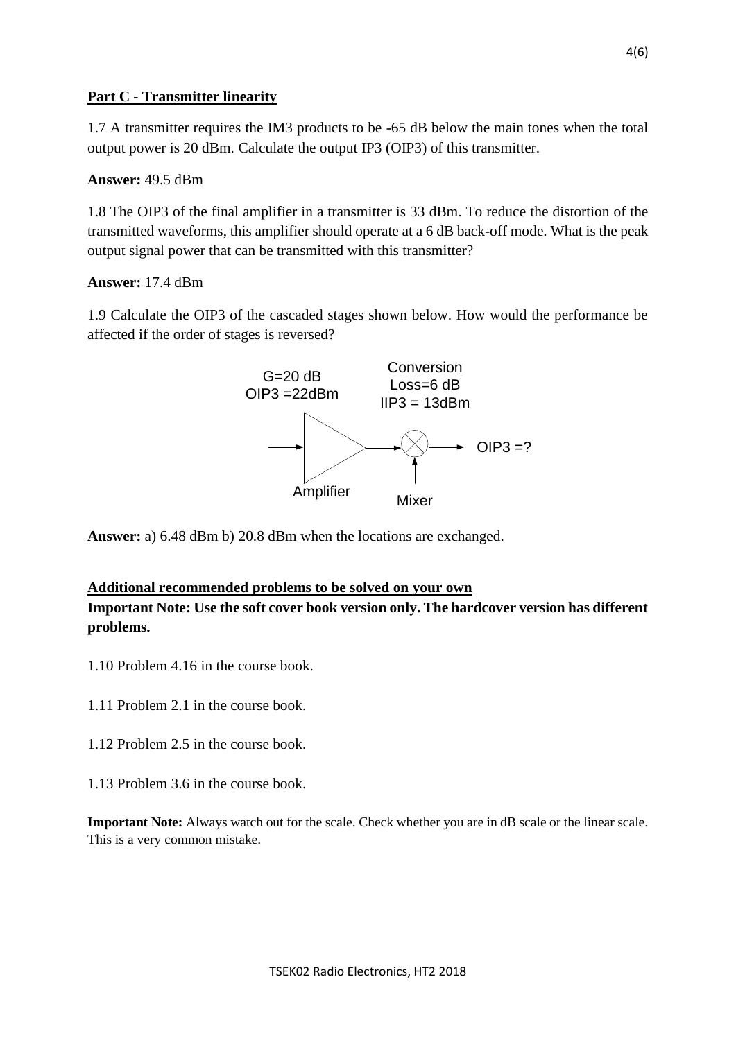## Part C - Transmitter linearity

1.7 A transmitter requires the IM3 products to be -65 dB below the main tones when the total output power is 20 dBm. Calculate the output IP3 (OIP3) of this transmitter.

**Answer:** 49.5 dBm

1.8 The OIP3 of the final amplifier in a transmitter is 33 dBm. To reduce the distortion of the transmitted waveforms, this amplifier should operate at a 6 dB back-off mode. What is the peak output signal power that can be transmitted with this transmitter?

**Answer:** 17.4 dBm

1.9 Calculate the OIP3 of the cascaded stages shown below. How would the performance be affected if the order of stages is reversed?

Amplifier: G=20 dB, OIP3 =22dBm → Mixer: Conversion Loss=6 dB, IIP3 = 13dBm → OIP3 =?

**Answer:** a) 6.48 dBm b) 20.8 dBm when the locations are exchanged.

## Additional recommended problems to be solved on your own

**Important Note: Use the soft cover book version only. The hardcover version has different problems.**

1.10 Problem 4.16 in the course book.

1.11 Problem 2.1 in the course book.

1.12 Problem 2.5 in the course book.

1.13 Problem 3.6 in the course book.

**Important Note:** Always watch out for the scale. Check whether you are in dB scale or the linear scale. This is a very common mistake.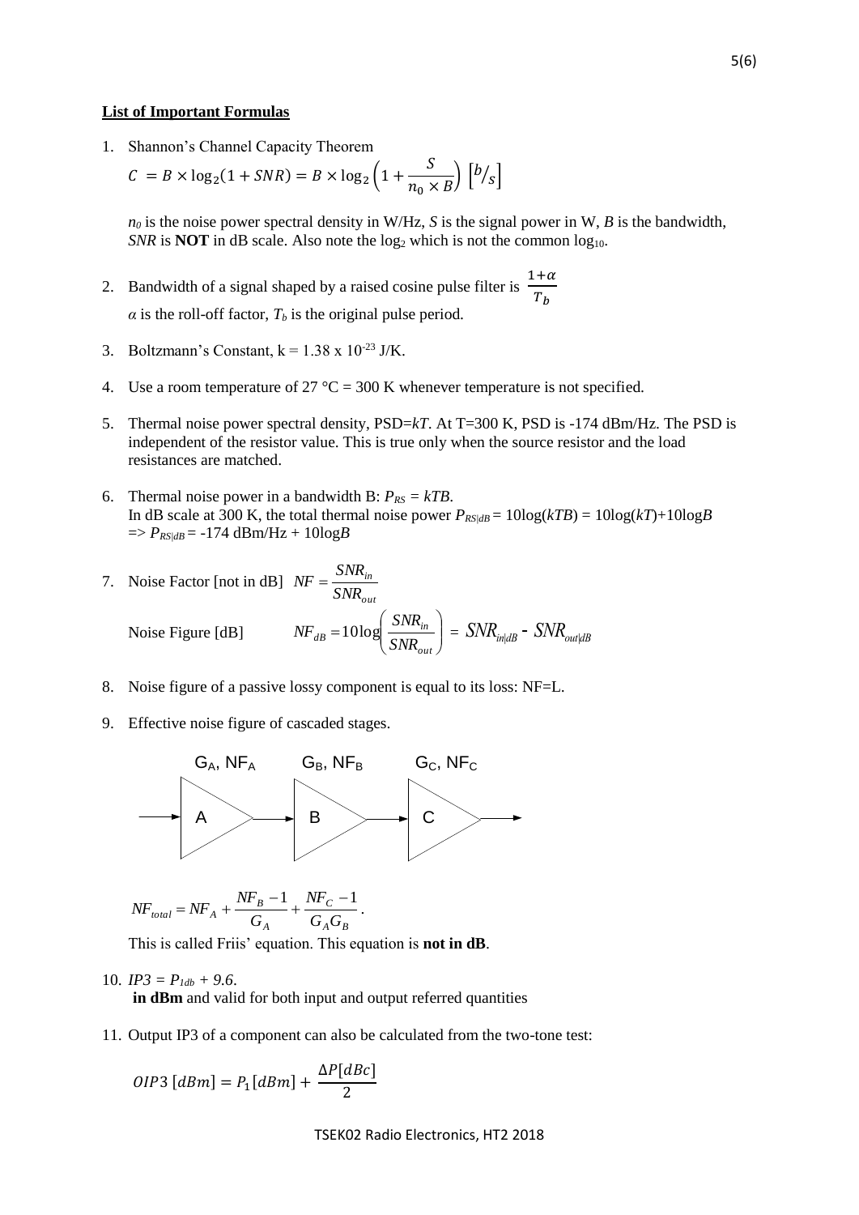**List of Important Formulas**

1. Shannon's Channel Capacity Theorem

   $$C = B \times \log_2(1 + SNR) = B \times \log_2\left(1 + \frac{S}{n_0 \times B}\right) \left[{}^{b}/_{s}\right]$$

   $n_0$ is the noise power spectral density in W/Hz, $S$ is the signal power in W, $B$ is the bandwidth, $SNR$ is **NOT** in dB scale. Also note the $\log_2$ which is not the common $\log_{10}$.

2. Bandwidth of a signal shaped by a raised cosine pulse filter is $\frac{1+\alpha}{T_b}$

   $\alpha$ is the roll-off factor, $T_b$ is the original pulse period.

3. Boltzmann's Constant, $k = 1.38 \times 10^{-23}$ J/K.

4. Use a room temperature of 27 °C = 300 K whenever temperature is not specified.

5. Thermal noise power spectral density, PSD=$kT$. At T=300 K, PSD is -174 dBm/Hz. The PSD is independent of the resistor value. This is true only when the source resistor and the load resistances are matched.

6. Thermal noise power in a bandwidth B: $P_{RS} = kTB$.
   In dB scale at 300 K, the total thermal noise power $P_{RS|dB} = 10\log(kTB) = 10\log(kT) + 10\log B$
   $\Rightarrow P_{RS|dB} = -174$ dBm/Hz $+ 10\log B$

7. Noise Factor [not in dB] $NF = \frac{SNR_{in}}{SNR_{out}}$

   Noise Figure [dB] $$NF_{dB} = 10\log\left(\frac{SNR_{in}}{SNR_{out}}\right) = SNR_{in|dB} - SNR_{out|dB}$$

8. Noise figure of a passive lossy component is equal to its loss: NF=L.

9. Effective noise figure of cascaded stages.

   ($G_A$, $NF_A$) → A → ($G_B$, $NF_B$) → B → ($G_C$, $NF_C$) → C →

   $$NF_{total} = NF_A + \frac{NF_B - 1}{G_A} + \frac{NF_C - 1}{G_A G_B}.$$

   This is called Friis' equation. This equation is **not in dB**.

10. $IP3 = P_{1db} + 9.6$.
    **in dBm** and valid for both input and output referred quantities

11. Output IP3 of a component can also be calculated from the two-tone test:

    $$OIP3\,[dBm] = P_1[dBm] + \frac{\Delta P[dBc]}{2}$$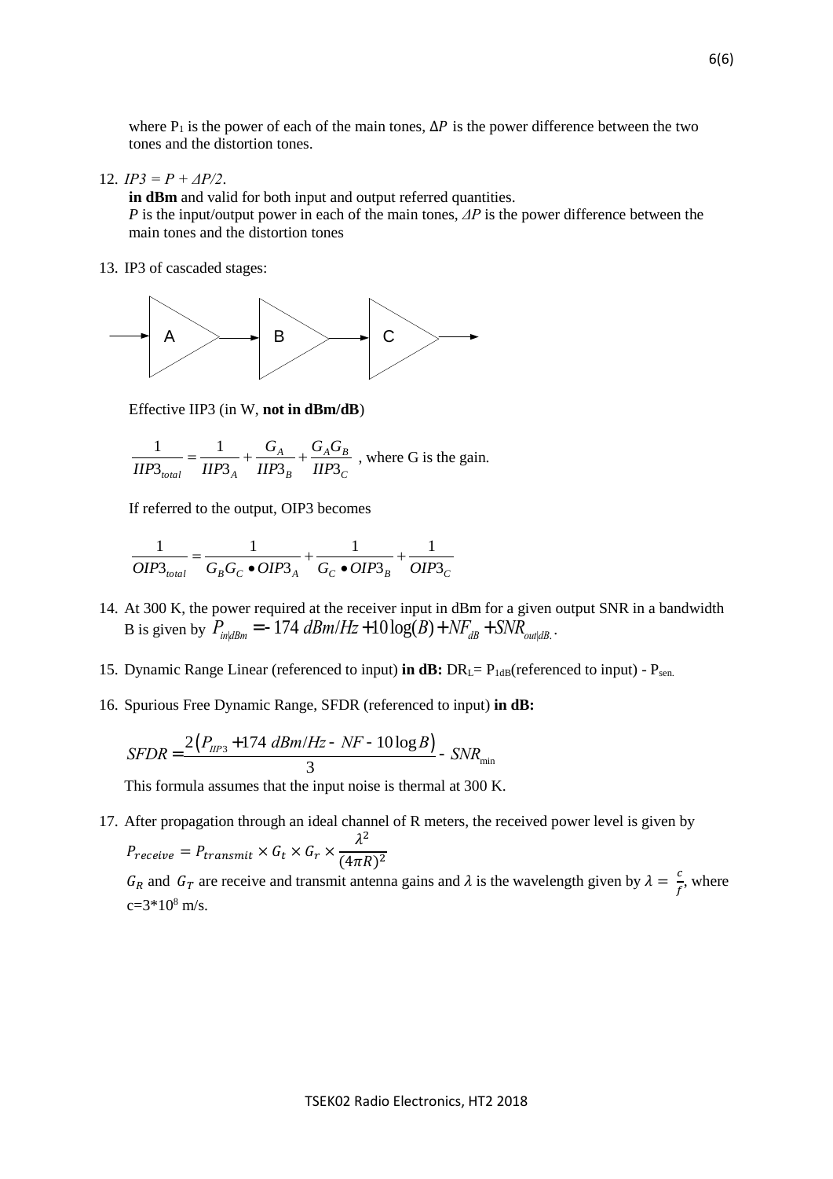where $P_1$ is the power of each of the main tones, $\Delta P$ is the power difference between the two tones and the distortion tones.

12. $IP3 = P + \Delta P/2$.
    **in dBm** and valid for both input and output referred quantities.
    $P$ is the input/output power in each of the main tones, $\Delta P$ is the power difference between the main tones and the distortion tones

13. IP3 of cascaded stages:

    A B C

    Effective IIP3 (in W, **not in dBm/dB**)

    $$\frac{1}{IIP3_{total}} = \frac{1}{IIP3_A} + \frac{G_A}{IIP3_B} + \frac{G_A G_B}{IIP3_C}$$ , where G is the gain.

    If referred to the output, OIP3 becomes

    $$\frac{1}{OIP3_{total}} = \frac{1}{G_B G_C \bullet OIP3_A} + \frac{1}{G_C \bullet OIP3_B} + \frac{1}{OIP3_C}$$

14. At 300 K, the power required at the receiver input in dBm for a given output SNR in a bandwidth B is given by $P_{in|dBm} = -174\ dBm/Hz + 10\log(B) + NF_{dB} + SNR_{out|dB.}$.

15. Dynamic Range Linear (referenced to input) **in dB:** $DR_L = P_{1dB}$(referenced to input) - $P_{sen.}$

16. Spurious Free Dynamic Range, SFDR (referenced to input) **in dB:**

    $$SFDR = \frac{2\left(P_{IIP3} + 174\ dBm/Hz - NF - 10\log B\right)}{3} - SNR_{\min}$$

    This formula assumes that the input noise is thermal at 300 K.

17. After propagation through an ideal channel of R meters, the received power level is given by

    $$P_{receive} = P_{transmit} \times G_t \times G_r \times \frac{\lambda^2}{(4\pi R)^2}$$

    $G_R$ and $G_T$ are receive and transmit antenna gains and $\lambda$ is the wavelength given by $\lambda = \frac{c}{f}$, where $c = 3*10^8$ m/s.